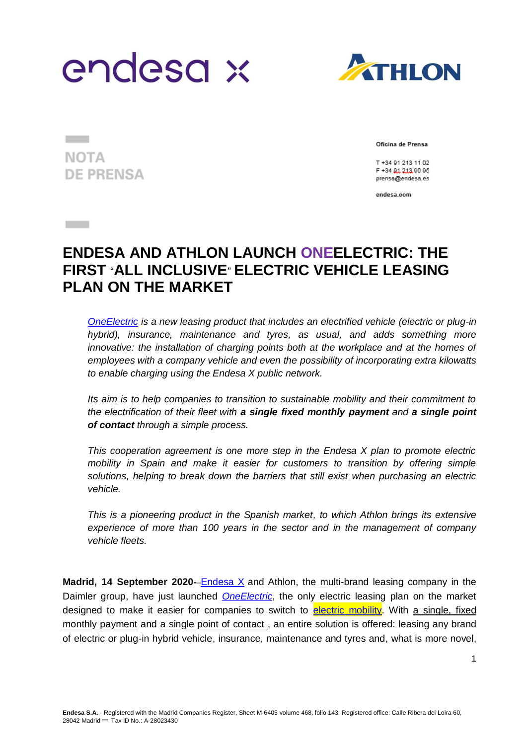NOTA DE PRENSA

Oficina de Prensa

T +34 91 213 11 02
F +34 91 213 90 95
prensa@endesa.es

endesa.com

# ENDESA AND ATHLON LAUNCH ONEELECTRIC: THE FIRST "ALL INCLUSIVE" ELECTRIC VEHICLE LEASING PLAN ON THE MARKET

*OneElectric is a new leasing product that includes an electrified vehicle (electric or plug-in hybrid), insurance, maintenance and tyres, as usual, and adds something more innovative: the installation of charging points both at the workplace and at the homes of employees with a company vehicle and even the possibility of incorporating extra kilowatts to enable charging using the Endesa X public network.*

*Its aim is to help companies to transition to sustainable mobility and their commitment to the electrification of their fleet with **a single fixed monthly payment** and **a single point of contact** through a simple process.*

*This cooperation agreement is one more step in the Endesa X plan to promote electric mobility in Spain and make it easier for customers to transition by offering simple solutions, helping to break down the barriers that still exist when purchasing an electric vehicle.*

*This is a pioneering product in the Spanish market, to which Athlon brings its extensive experience of more than 100 years in the sector and in the management of company vehicle fleets.*

**Madrid, 14 September 2020**-- Endesa X and Athlon, the multi-brand leasing company in the Daimler group, have just launched *OneElectric*, the only electric leasing plan on the market designed to make it easier for companies to switch to electric mobility. With a single, fixed monthly payment and a single point of contact , an entire solution is offered: leasing any brand of electric or plug-in hybrid vehicle, insurance, maintenance and tyres and, what is more novel,

Endesa S.A. - Registered with the Madrid Companies Register, Sheet M-6405 volume 468, folio 143. Registered office: Calle Ribera del Loira 60, 28042 Madrid – Tax ID No.: A-28023430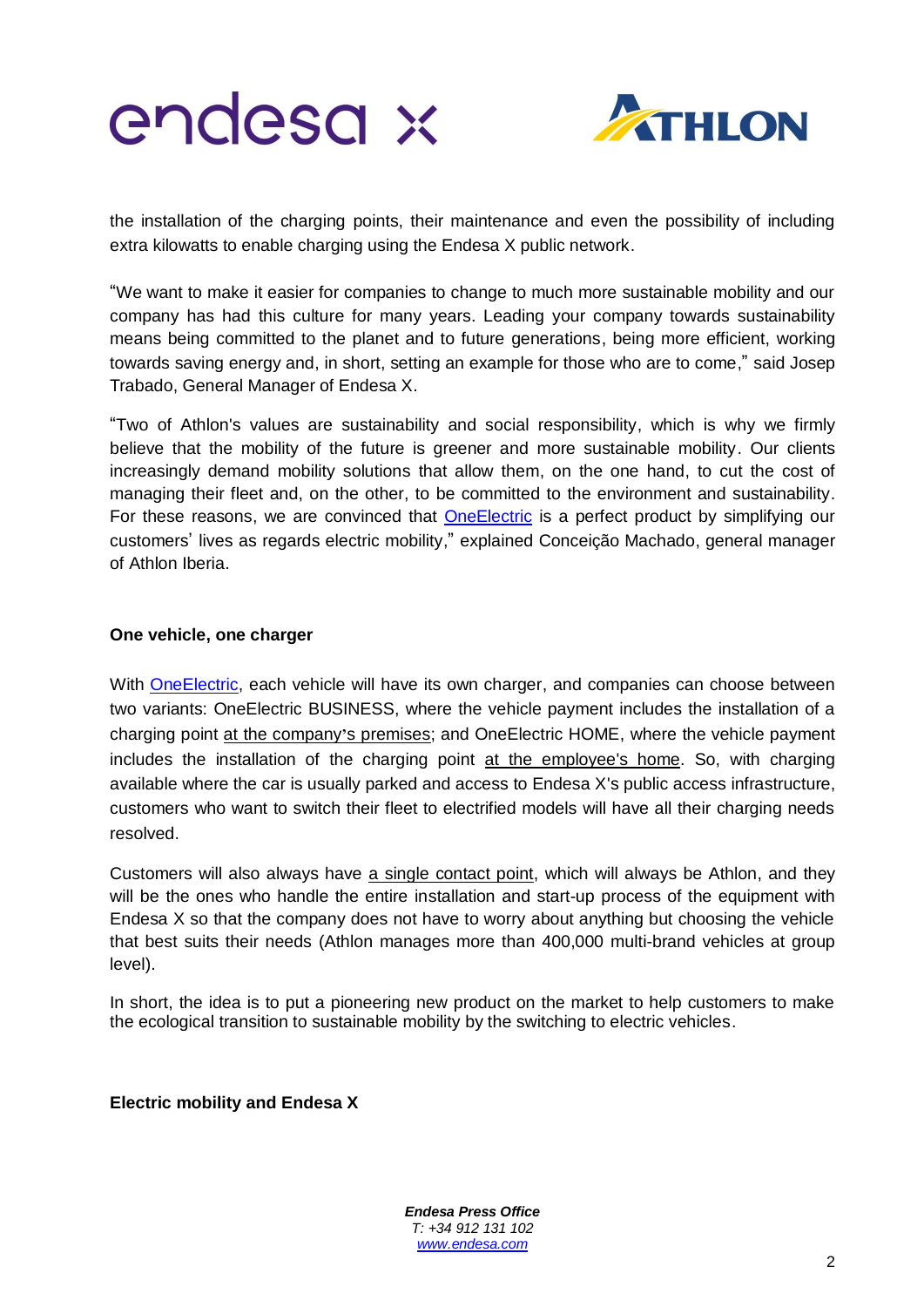the installation of the charging points, their maintenance and even the possibility of including extra kilowatts to enable charging using the Endesa X public network.

"We want to make it easier for companies to change to much more sustainable mobility and our company has had this culture for many years. Leading your company towards sustainability means being committed to the planet and to future generations, being more efficient, working towards saving energy and, in short, setting an example for those who are to come," said Josep Trabado, General Manager of Endesa X.

"Two of Athlon's values are sustainability and social responsibility, which is why we firmly believe that the mobility of the future is greener and more sustainable mobility. Our clients increasingly demand mobility solutions that allow them, on the one hand, to cut the cost of managing their fleet and, on the other, to be committed to the environment and sustainability. For these reasons, we are convinced that OneElectric is a perfect product by simplifying our customers' lives as regards electric mobility," explained Conceição Machado, general manager of Athlon Iberia.

**One vehicle, one charger**

With OneElectric, each vehicle will have its own charger, and companies can choose between two variants: OneElectric BUSINESS, where the vehicle payment includes the installation of a charging point at the company's premises; and OneElectric HOME, where the vehicle payment includes the installation of the charging point at the employee's home. So, with charging available where the car is usually parked and access to Endesa X's public access infrastructure, customers who want to switch their fleet to electrified models will have all their charging needs resolved.

Customers will also always have a single contact point, which will always be Athlon, and they will be the ones who handle the entire installation and start-up process of the equipment with Endesa X so that the company does not have to worry about anything but choosing the vehicle that best suits their needs (Athlon manages more than 400,000 multi-brand vehicles at group level).

In short, the idea is to put a pioneering new product on the market to help customers to make the ecological transition to sustainable mobility by the switching to electric vehicles.

**Electric mobility and Endesa X**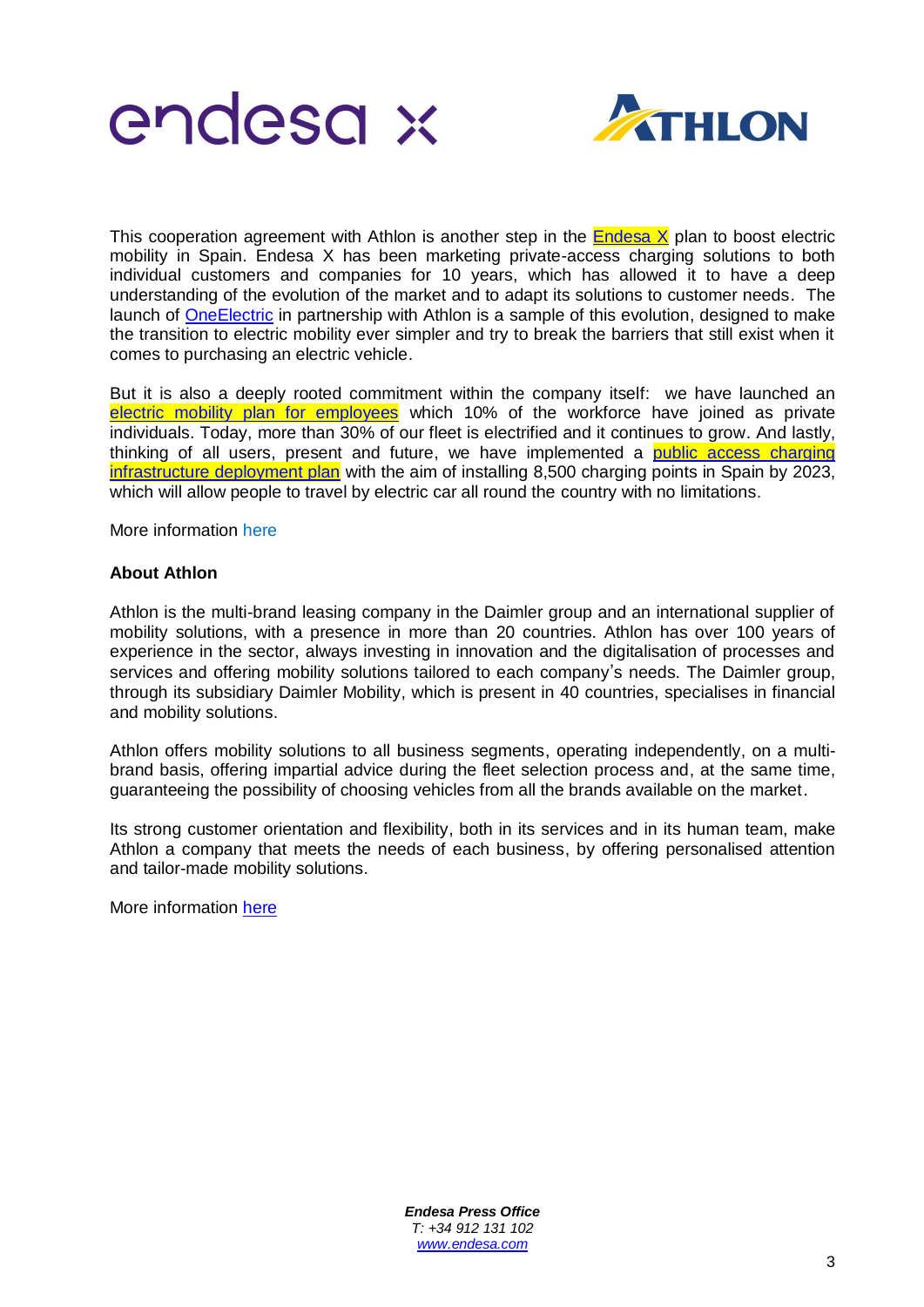This cooperation agreement with Athlon is another step in the Endesa X plan to boost electric mobility in Spain. Endesa X has been marketing private-access charging solutions to both individual customers and companies for 10 years, which has allowed it to have a deep understanding of the evolution of the market and to adapt its solutions to customer needs. The launch of OneElectric in partnership with Athlon is a sample of this evolution, designed to make the transition to electric mobility ever simpler and try to break the barriers that still exist when it comes to purchasing an electric vehicle.

But it is also a deeply rooted commitment within the company itself: we have launched an electric mobility plan for employees which 10% of the workforce have joined as private individuals. Today, more than 30% of our fleet is electrified and it continues to grow. And lastly, thinking of all users, present and future, we have implemented a public access charging infrastructure deployment plan with the aim of installing 8,500 charging points in Spain by 2023, which will allow people to travel by electric car all round the country with no limitations.

More information here

**About Athlon**

Athlon is the multi-brand leasing company in the Daimler group and an international supplier of mobility solutions, with a presence in more than 20 countries. Athlon has over 100 years of experience in the sector, always investing in innovation and the digitalisation of processes and services and offering mobility solutions tailored to each company's needs. The Daimler group, through its subsidiary Daimler Mobility, which is present in 40 countries, specialises in financial and mobility solutions.

Athlon offers mobility solutions to all business segments, operating independently, on a multi-brand basis, offering impartial advice during the fleet selection process and, at the same time, guaranteeing the possibility of choosing vehicles from all the brands available on the market.

Its strong customer orientation and flexibility, both in its services and in its human team, make Athlon a company that meets the needs of each business, by offering personalised attention and tailor-made mobility solutions.

More information here

***Endesa Press Office***
*T: +34 912 131 102*
*www.endesa.com*